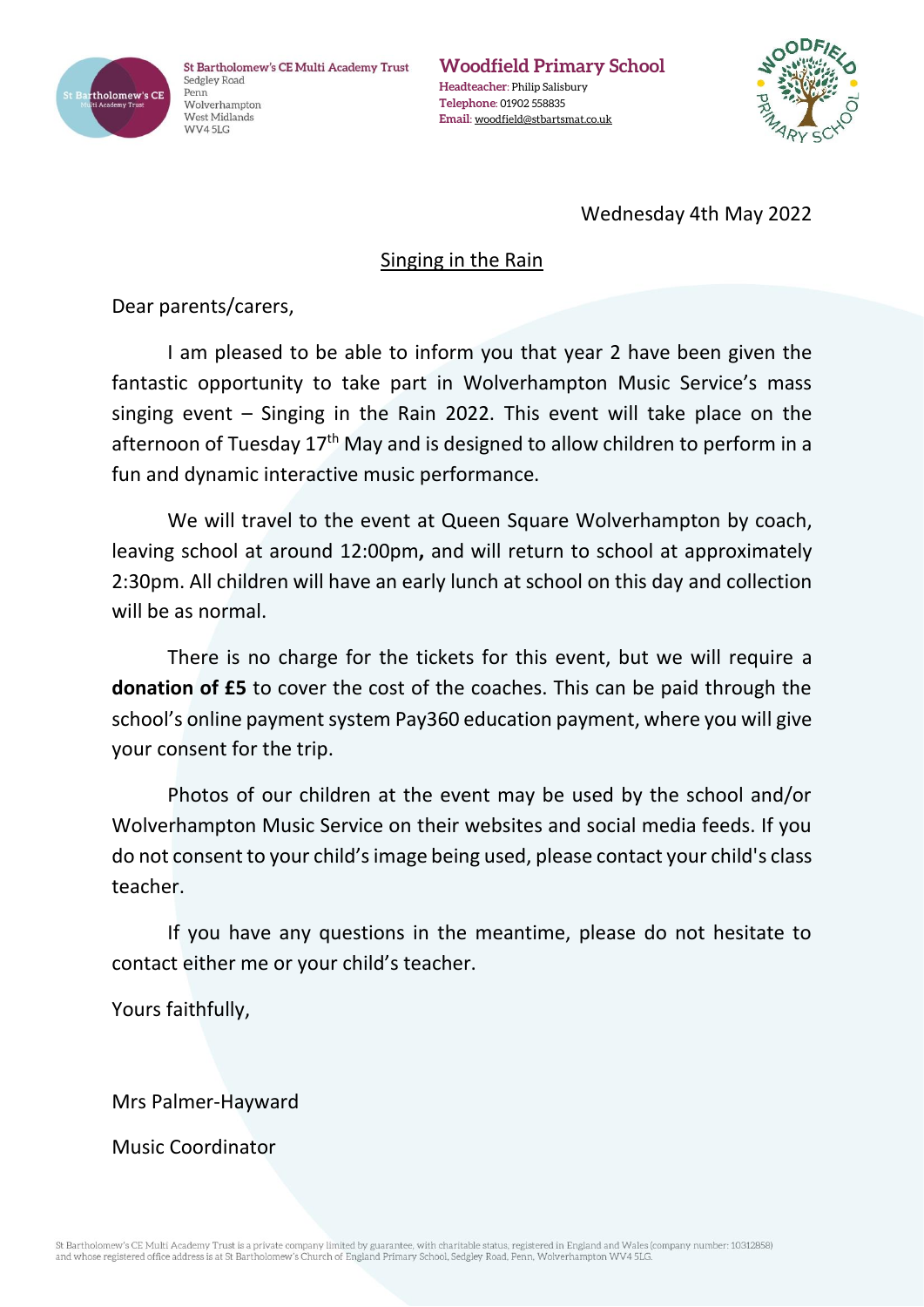St Bartholomew's CE Multi Academy Trust
Sedgley Road
Penn
Wolverhampton
West Midlands
WV4 5LG

**Woodfield Primary School**
**Headteacher**: Philip Salisbury
**Telephone**: 01902 558835
**Email**: woodfield@stbartsmat.co.uk

Wednesday 4th May 2022

Singing in the Rain

Dear parents/carers,

I am pleased to be able to inform you that year 2 have been given the fantastic opportunity to take part in Wolverhampton Music Service's mass singing event – Singing in the Rain 2022. This event will take place on the afternoon of Tuesday 17th May and is designed to allow children to perform in a fun and dynamic interactive music performance.

We will travel to the event at Queen Square Wolverhampton by coach, leaving school at around 12:00pm**,** and will return to school at approximately 2:30pm. All children will have an early lunch at school on this day and collection will be as normal.

There is no charge for the tickets for this event, but we will require a **donation of £5** to cover the cost of the coaches. This can be paid through the school's online payment system Pay360 education payment, where you will give your consent for the trip.

Photos of our children at the event may be used by the school and/or Wolverhampton Music Service on their websites and social media feeds. If you do not consent to your child's image being used, please contact your child's class teacher.

If you have any questions in the meantime, please do not hesitate to contact either me or your child's teacher.

Yours faithfully,

Mrs Palmer-Hayward

Music Coordinator

St Bartholomew's CE Multi Academy Trust is a private company limited by guarantee, with charitable status, registered in England and Wales (company number: 10312858) and whose registered office address is at St Bartholomew's Church of England Primary School, Sedgley Road, Penn, Wolverhampton WV4 5LG.